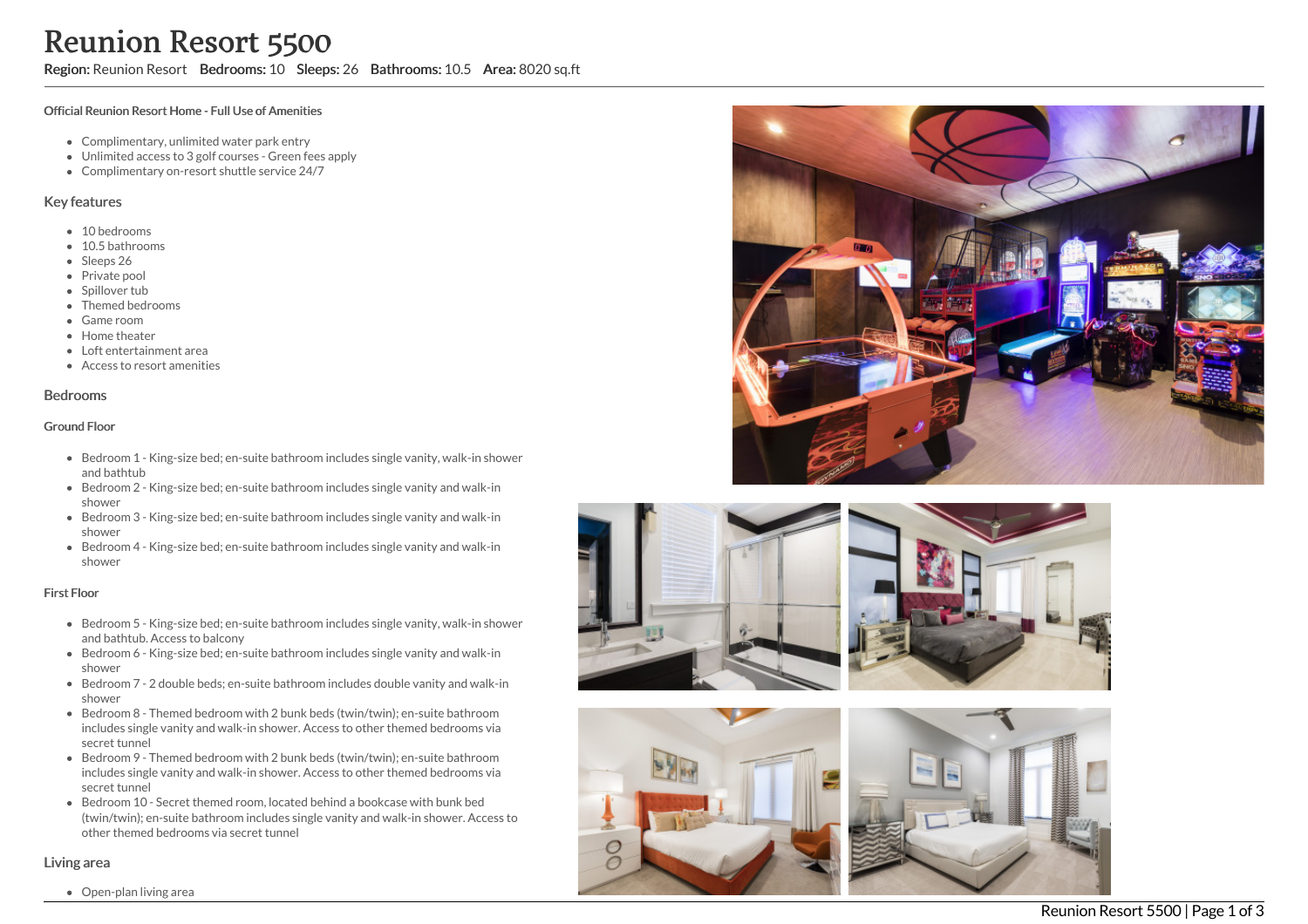# Reunion Resort 5500

**Region:** Reunion Resort **Bedrooms:** 10 **Sleeps:** 26 **Bathrooms:** 10.5 **Area:** 8020 sq.ft

### Official Reunion Resort Home - Full Use of Amenities

- Complimentary, unlimited water park entry
- Unlimited access to 3 golf courses - Green fees apply
- Complimentary on-resort shuttle service 24/7

## Key features

- 10 bedrooms
- 10.5 bathrooms
- Sleeps 26
- Private pool
- Spillover tub
- Themed bedrooms
- Game room
- Home theater
- Loft entertainment area
- Access to resort amenities

## Bedrooms

### Ground Floor

- Bedroom 1 - King-size bed; en-suite bathroom includes single vanity, walk-in shower and bathtub
- Bedroom 2 - King-size bed; en-suite bathroom includes single vanity and walk-in shower
- Bedroom 3 - King-size bed; en-suite bathroom includes single vanity and walk-in shower
- Bedroom 4 - King-size bed; en-suite bathroom includes single vanity and walk-in shower

### First Floor

- Bedroom 5 - King-size bed; en-suite bathroom includes single vanity, walk-in shower and bathtub. Access to balcony
- Bedroom 6 - King-size bed; en-suite bathroom includes single vanity and walk-in shower
- Bedroom 7 - 2 double beds; en-suite bathroom includes double vanity and walk-in shower
- Bedroom 8 - Themed bedroom with 2 bunk beds (twin/twin); en-suite bathroom includes single vanity and walk-in shower. Access to other themed bedrooms via secret tunnel
- Bedroom 9 - Themed bedroom with 2 bunk beds (twin/twin); en-suite bathroom includes single vanity and walk-in shower. Access to other themed bedrooms via secret tunnel
- Bedroom 10 - Secret themed room, located behind a bookcase with bunk bed (twin/twin); en-suite bathroom includes single vanity and walk-in shower. Access to other themed bedrooms via secret tunnel

## Living area

- Open-plan living area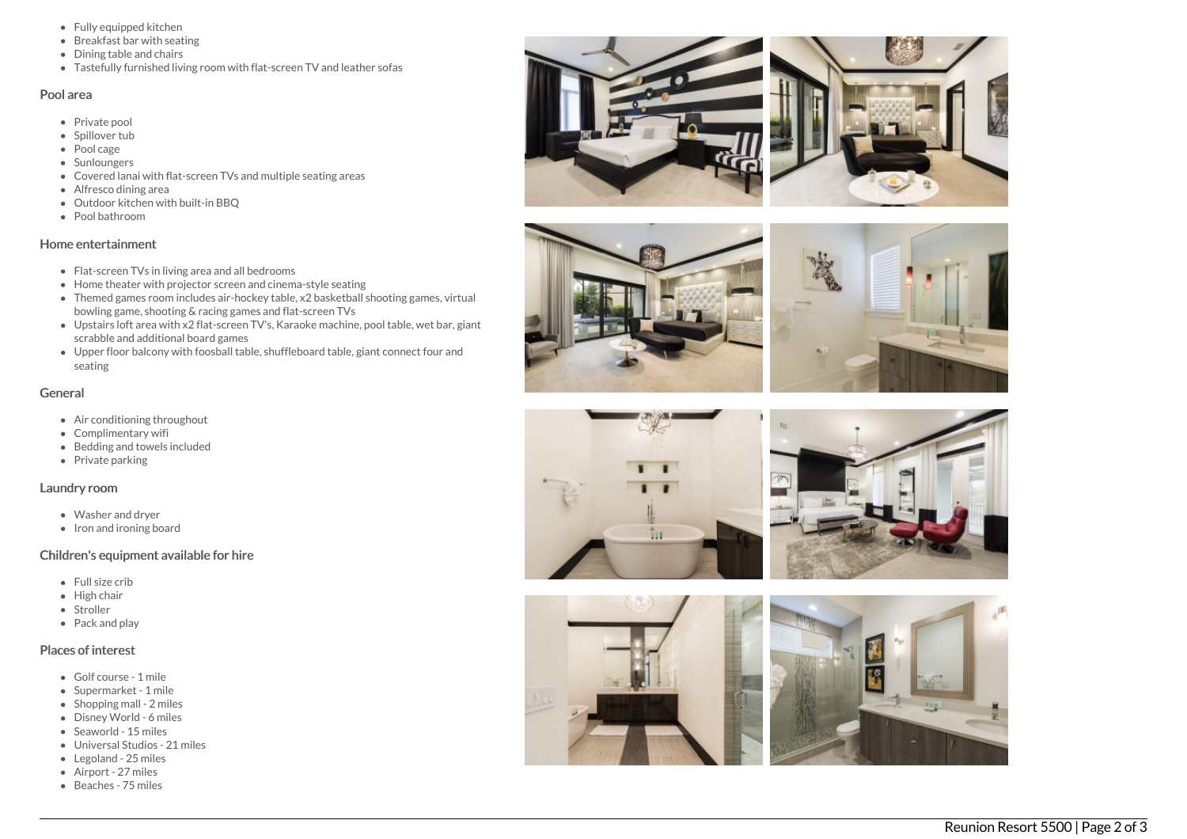- Fully equipped kitchen
- Breakfast bar with seating
- Dining table and chairs
- Tastefully furnished living room with flat-screen TV and leather sofas

## Pool area

- Private pool
- Spillover tub
- Pool cage
- Sunloungers
- Covered lanai with flat-screen TVs and multiple seating areas
- Alfresco dining area
- Outdoor kitchen with built-in BBQ
- Pool bathroom

## Home entertainment

- Flat-screen TVs in living area and all bedrooms
- Home theater with projector screen and cinema-style seating
- Themed games room includes air-hockey table, x2 basketball shooting games, virtual bowling game, shooting & racing games and flat-screen TVs
- Upstairs loft area with x2 flat-screen TV's, Karaoke machine, pool table, wet bar, giant scrabble and additional board games
- Upper floor balcony with foosball table, shuffleboard table, giant connect four and seating

## General

- Air conditioning throughout
- Complimentary wifi
- Bedding and towels included
- Private parking

## Laundry room

- Washer and dryer
- Iron and ironing board

## Children's equipment available for hire

- Full size crib
- High chair
- Stroller
- Pack and play

## Places of interest

- Golf course - 1 mile
- Supermarket - 1 mile
- Shopping mall - 2 miles
- Disney World - 6 miles
- Seaworld - 15 miles
- Universal Studios - 21 miles
- Legoland - 25 miles
- Airport - 27 miles
- Beaches - 75 miles